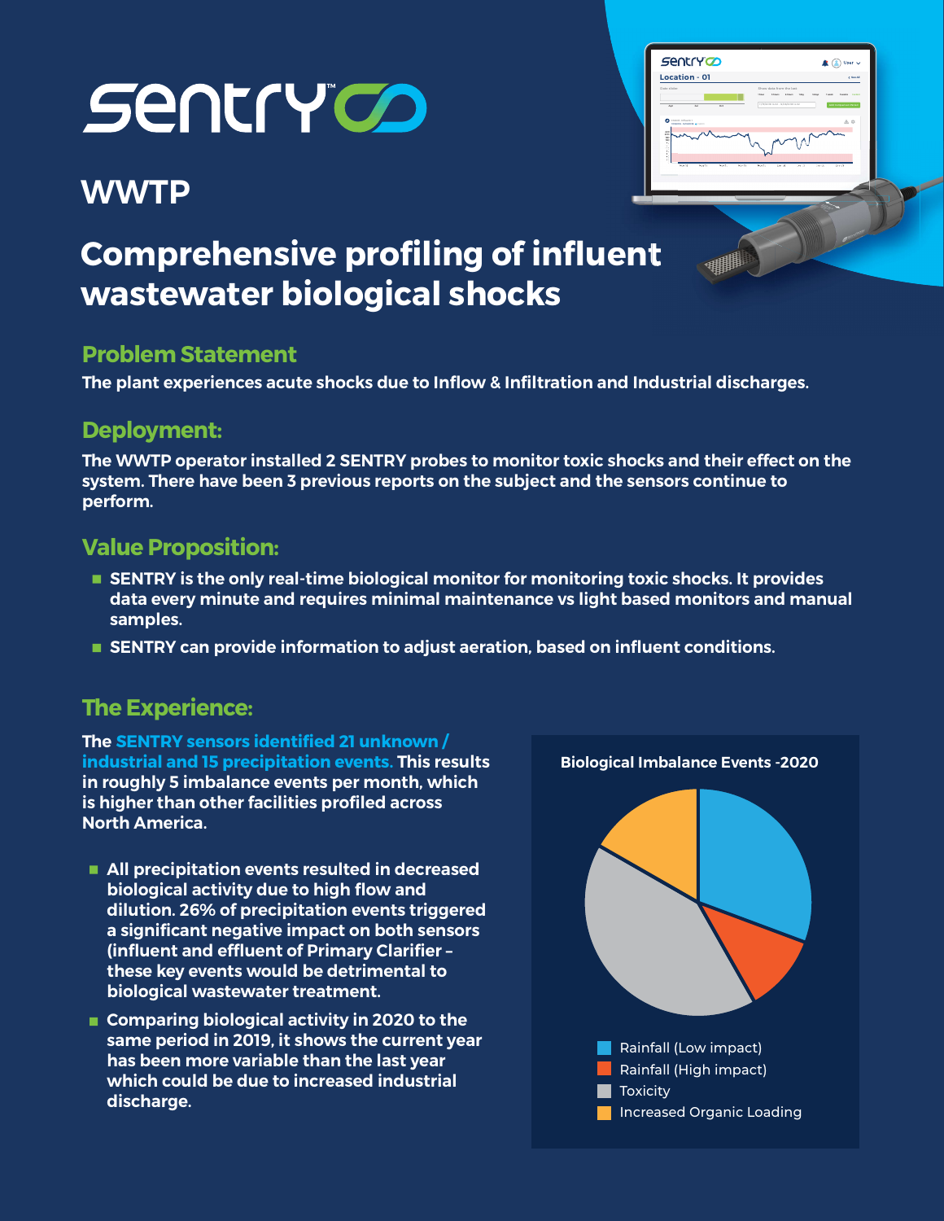# SENTRY™

## WWTP

# Comprehensive profiling of influent wastewater biological shocks

## Problem Statement

**The plant experiences acute shocks due to Inflow & Infiltration and Industrial discharges.**

## Deployment:

**The WWTP operator installed 2 SENTRY probes to monitor toxic shocks and their effect on the system. There have been 3 previous reports on the subject and the sensors continue to perform.**

## Value Proposition:

- **SENTRY is the only real-time biological monitor for monitoring toxic shocks. It provides data every minute and requires minimal maintenance vs light based monitors and manual samples.**
- **SENTRY can provide information to adjust aeration, based on influent conditions.**

## The Experience:

**The SENTRY sensors identified 21 unknown / industrial and 15 precipitation events. This results in roughly 5 imbalance events per month, which is higher than other facilities profiled across North America.**

- **All precipitation events resulted in decreased biological activity due to high flow and dilution. 26% of precipitation events triggered a significant negative impact on both sensors (influent and effluent of Primary Clarifier – these key events would be detrimental to biological wastewater treatment.**
- **Comparing biological activity in 2020 to the same period in 2019, it shows the current year has been more variable than the last year which could be due to increased industrial discharge.**

**Biological Imbalance Events -2020**

- Rainfall (Low impact)
- Rainfall (High impact)
- Toxicity
- Increased Organic Loading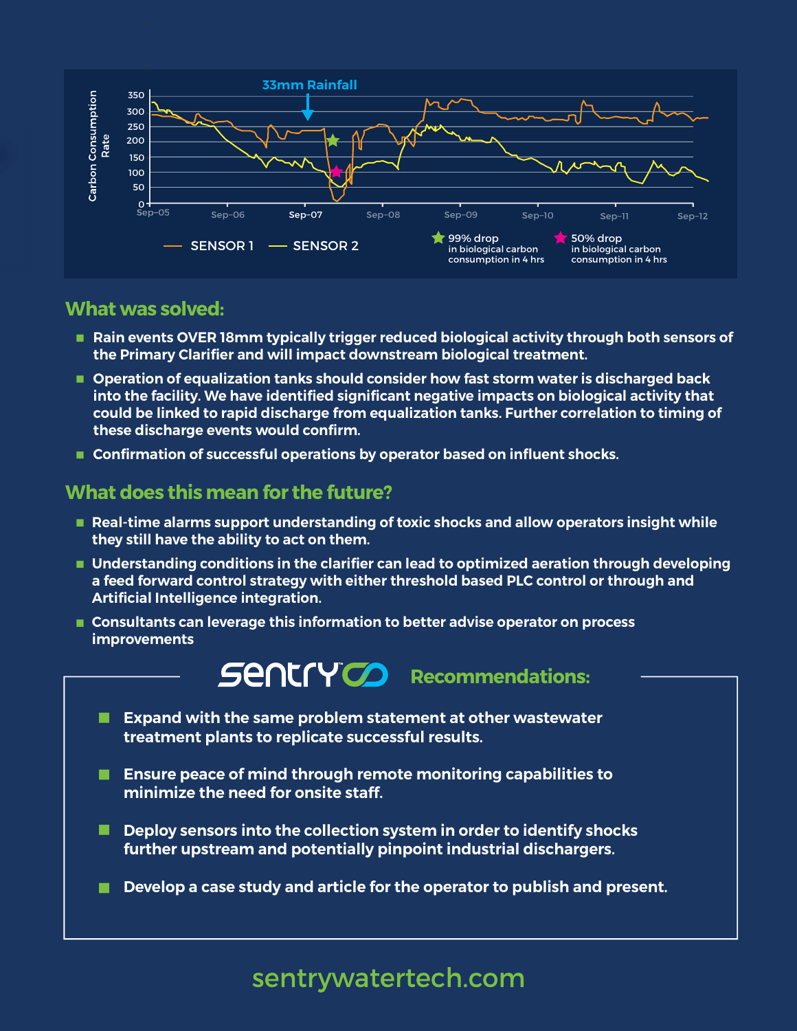33mm Rainfall

Carbon Consumption Rate

350
300
250
200
150
100
50
0

Sep-05 Sep-06 Sep-07 Sep-08 Sep-09 Sep-10 Sep-11 Sep-12

SENSOR 1 SENSOR 2

99% drop in biological carbon consumption in 4 hrs

50% drop in biological carbon consumption in 4 hrs

## What was solved:

- Rain events OVER 18mm typically trigger reduced biological activity through both sensors of the Primary Clarifier and will impact downstream biological treatment.
- Operation of equalization tanks should consider how fast storm water is discharged back into the facility. We have identified significant negative impacts on biological activity that could be linked to rapid discharge from equalization tanks. Further correlation to timing of these discharge events would confirm.
- Confirmation of successful operations by operator based on influent shocks.

## What does this mean for the future?

- Real-time alarms support understanding of toxic shocks and allow operators insight while they still have the ability to act on them.
- Understanding conditions in the clarifier can lead to optimized aeration through developing a feed forward control strategy with either threshold based PLC control or through and Artificial Intelligence integration.
- Consultants can leverage this information to better advise operator on process improvements

## Sentry Recommendations:

- Expand with the same problem statement at other wastewater treatment plants to replicate successful results.
- Ensure peace of mind through remote monitoring capabilities to minimize the need for onsite staff.
- Deploy sensors into the collection system in order to identify shocks further upstream and potentially pinpoint industrial dischargers.
- Develop a case study and article for the operator to publish and present.

sentrywatertech.com